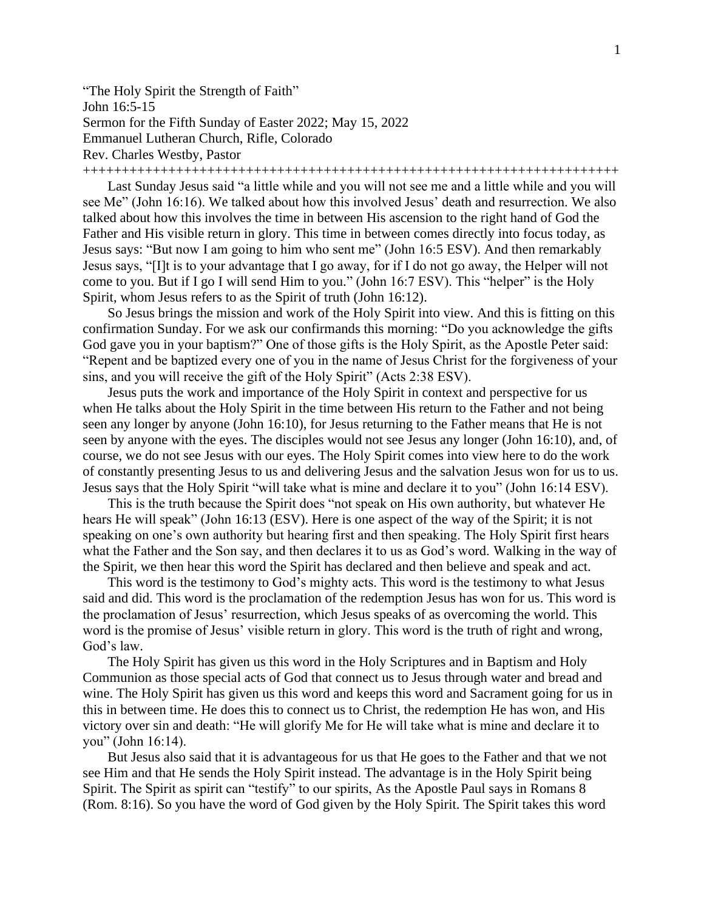“The Holy Spirit the Strength of Faith”
John 16:5-15
Sermon for the Fifth Sunday of Easter 2022; May 15, 2022
Emmanuel Lutheran Church, Rifle, Colorado
Rev. Charles Westby, Pastor

++++++++++++++++++++++++++++++++++++++++++++++++++++++++++++++++++++++

Last Sunday Jesus said “a little while and you will not see me and a little while and you will see Me” (John 16:16). We talked about how this involved Jesus’ death and resurrection. We also talked about how this involves the time in between His ascension to the right hand of God the Father and His visible return in glory. This time in between comes directly into focus today, as Jesus says: “But now I am going to him who sent me” (John 16:5 ESV). And then remarkably Jesus says, “[I]t is to your advantage that I go away, for if I do not go away, the Helper will not come to you. But if I go I will send Him to you.” (John 16:7 ESV). This “helper” is the Holy Spirit, whom Jesus refers to as the Spirit of truth (John 16:12).

So Jesus brings the mission and work of the Holy Spirit into view. And this is fitting on this confirmation Sunday. For we ask our confirmands this morning: “Do you acknowledge the gifts God gave you in your baptism?” One of those gifts is the Holy Spirit, as the Apostle Peter said: “Repent and be baptized every one of you in the name of Jesus Christ for the forgiveness of your sins, and you will receive the gift of the Holy Spirit” (Acts 2:38 ESV).

Jesus puts the work and importance of the Holy Spirit in context and perspective for us when He talks about the Holy Spirit in the time between His return to the Father and not being seen any longer by anyone (John 16:10), for Jesus returning to the Father means that He is not seen by anyone with the eyes. The disciples would not see Jesus any longer (John 16:10), and, of course, we do not see Jesus with our eyes. The Holy Spirit comes into view here to do the work of constantly presenting Jesus to us and delivering Jesus and the salvation Jesus won for us to us. Jesus says that the Holy Spirit “will take what is mine and declare it to you” (John 16:14 ESV).

This is the truth because the Spirit does “not speak on His own authority, but whatever He hears He will speak” (John 16:13 (ESV). Here is one aspect of the way of the Spirit; it is not speaking on one’s own authority but hearing first and then speaking. The Holy Spirit first hears what the Father and the Son say, and then declares it to us as God’s word. Walking in the way of the Spirit, we then hear this word the Spirit has declared and then believe and speak and act.

This word is the testimony to God’s mighty acts. This word is the testimony to what Jesus said and did. This word is the proclamation of the redemption Jesus has won for us. This word is the proclamation of Jesus’ resurrection, which Jesus speaks of as overcoming the world. This word is the promise of Jesus’ visible return in glory. This word is the truth of right and wrong, God’s law.

The Holy Spirit has given us this word in the Holy Scriptures and in Baptism and Holy Communion as those special acts of God that connect us to Jesus through water and bread and wine. The Holy Spirit has given us this word and keeps this word and Sacrament going for us in this in between time. He does this to connect us to Christ, the redemption He has won, and His victory over sin and death: “He will glorify Me for He will take what is mine and declare it to you” (John 16:14).

But Jesus also said that it is advantageous for us that He goes to the Father and that we not see Him and that He sends the Holy Spirit instead. The advantage is in the Holy Spirit being Spirit. The Spirit as spirit can “testify” to our spirits, As the Apostle Paul says in Romans 8 (Rom. 8:16). So you have the word of God given by the Holy Spirit. The Spirit takes this word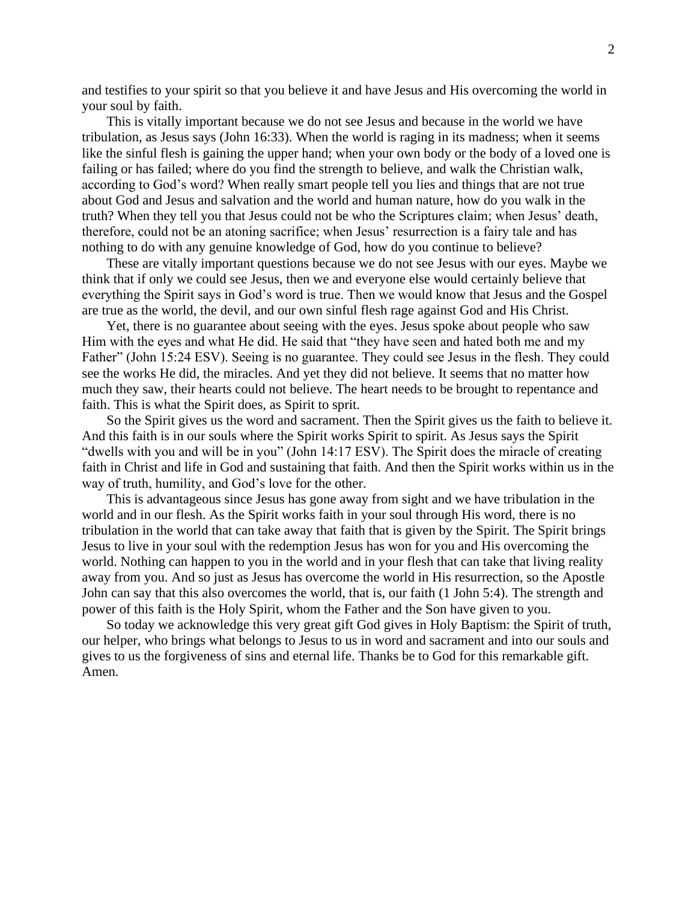and testifies to your spirit so that you believe it and have Jesus and His overcoming the world in your soul by faith.

This is vitally important because we do not see Jesus and because in the world we have tribulation, as Jesus says (John 16:33). When the world is raging in its madness; when it seems like the sinful flesh is gaining the upper hand; when your own body or the body of a loved one is failing or has failed; where do you find the strength to believe, and walk the Christian walk, according to God's word? When really smart people tell you lies and things that are not true about God and Jesus and salvation and the world and human nature, how do you walk in the truth? When they tell you that Jesus could not be who the Scriptures claim; when Jesus' death, therefore, could not be an atoning sacrifice; when Jesus' resurrection is a fairy tale and has nothing to do with any genuine knowledge of God, how do you continue to believe?

These are vitally important questions because we do not see Jesus with our eyes. Maybe we think that if only we could see Jesus, then we and everyone else would certainly believe that everything the Spirit says in God's word is true. Then we would know that Jesus and the Gospel are true as the world, the devil, and our own sinful flesh rage against God and His Christ.

Yet, there is no guarantee about seeing with the eyes. Jesus spoke about people who saw Him with the eyes and what He did. He said that "they have seen and hated both me and my Father" (John 15:24 ESV). Seeing is no guarantee. They could see Jesus in the flesh. They could see the works He did, the miracles. And yet they did not believe. It seems that no matter how much they saw, their hearts could not believe. The heart needs to be brought to repentance and faith. This is what the Spirit does, as Spirit to sprit.

So the Spirit gives us the word and sacrament. Then the Spirit gives us the faith to believe it. And this faith is in our souls where the Spirit works Spirit to spirit. As Jesus says the Spirit "dwells with you and will be in you" (John 14:17 ESV). The Spirit does the miracle of creating faith in Christ and life in God and sustaining that faith. And then the Spirit works within us in the way of truth, humility, and God's love for the other.

This is advantageous since Jesus has gone away from sight and we have tribulation in the world and in our flesh. As the Spirit works faith in your soul through His word, there is no tribulation in the world that can take away that faith that is given by the Spirit. The Spirit brings Jesus to live in your soul with the redemption Jesus has won for you and His overcoming the world. Nothing can happen to you in the world and in your flesh that can take that living reality away from you. And so just as Jesus has overcome the world in His resurrection, so the Apostle John can say that this also overcomes the world, that is, our faith (1 John 5:4). The strength and power of this faith is the Holy Spirit, whom the Father and the Son have given to you.

So today we acknowledge this very great gift God gives in Holy Baptism: the Spirit of truth, our helper, who brings what belongs to Jesus to us in word and sacrament and into our souls and gives to us the forgiveness of sins and eternal life. Thanks be to God for this remarkable gift. Amen.